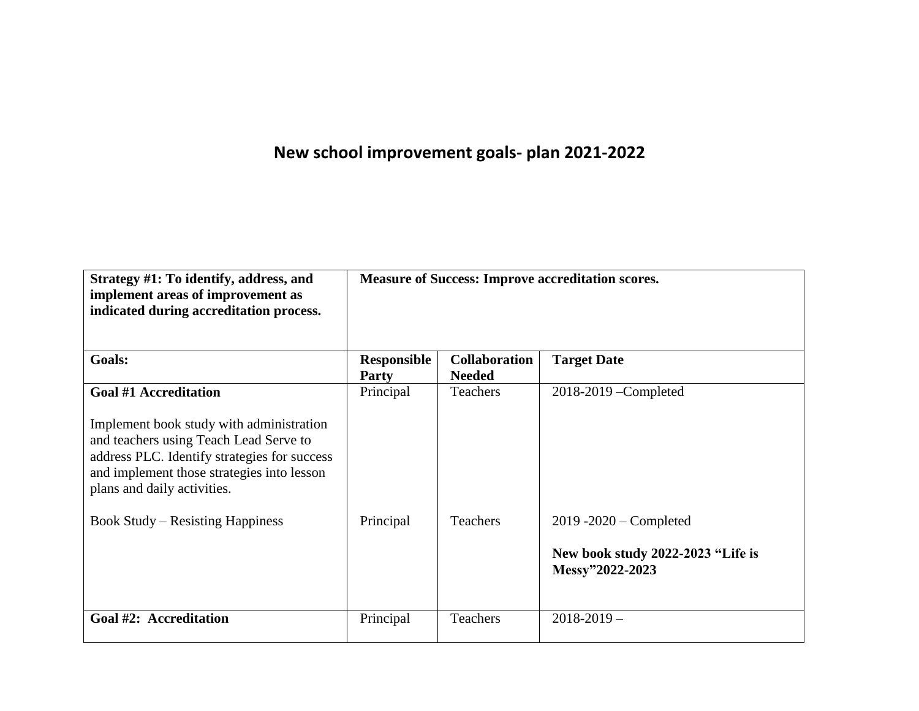# New school improvement goals- plan 2021-2022

| **Strategy #1: To identify, address, and implement areas of improvement as indicated during accreditation process.** | **Measure of Success: Improve accreditation scores.** | | |
|---|---|---|---|
| **Goals:** | **Responsible Party** | **Collaboration Needed** | **Target Date** |
| **Goal #1 Accreditation**<br><br>Implement book study with administration and teachers using Teach Lead Serve to address PLC. Identify strategies for success and implement those strategies into lesson plans and daily activities. | Principal | Teachers | 2018-2019 –Completed |
| Book Study – Resisting Happiness | Principal | Teachers | 2019 -2020 – Completed<br><br>**New book study 2022-2023 "Life is Messy"2022-2023** |
| **Goal #2: Accreditation** | Principal | Teachers | 2018-2019 – |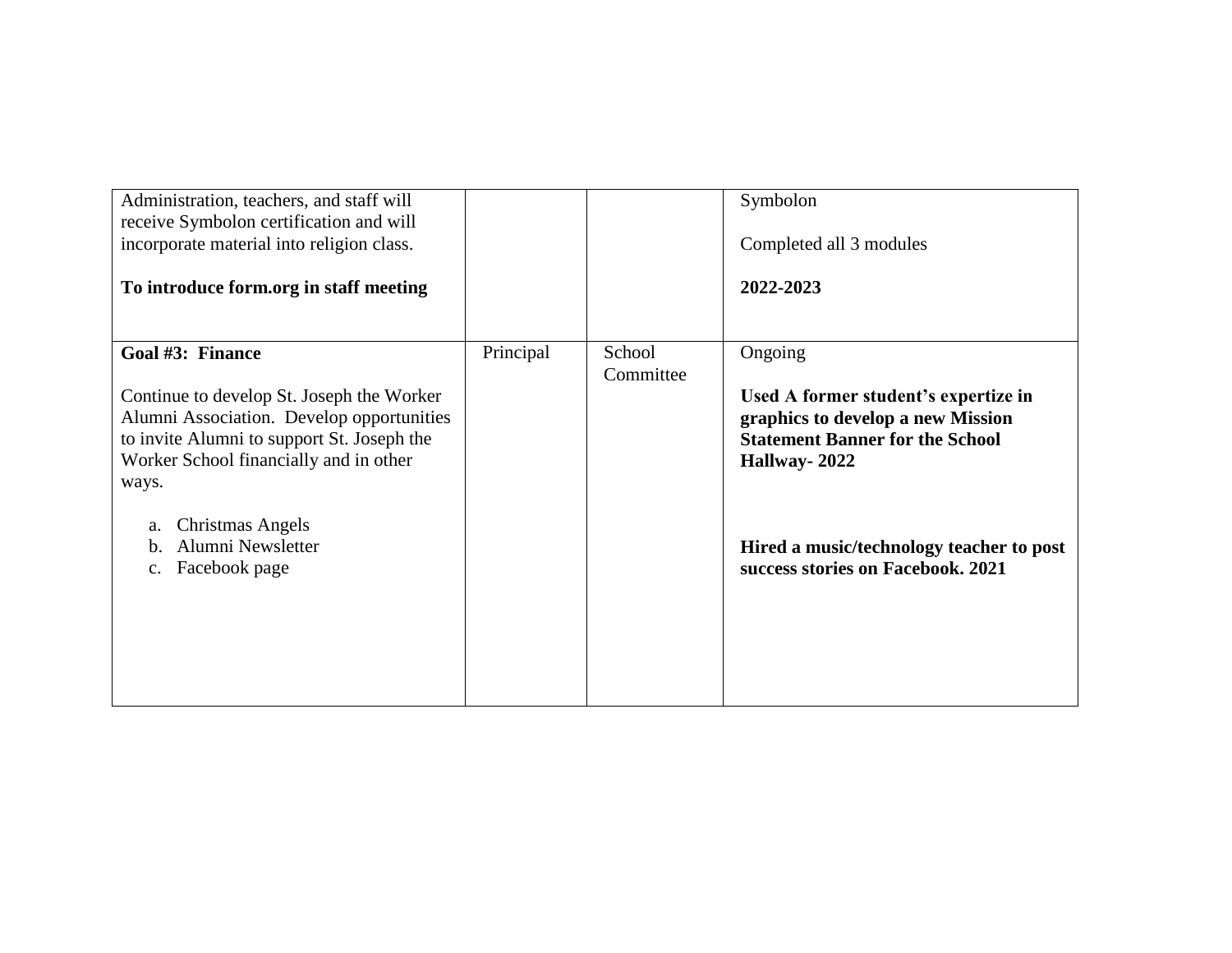| | | | |
|---|---|---|---|
| Administration, teachers, and staff will receive Symbolon certification and will incorporate material into religion class.<br><br>**To introduce form.org in staff meeting** | | | Symbolon<br><br>Completed all 3 modules<br><br>**2022-2023** |
| **Goal #3: Finance**<br><br>Continue to develop St. Joseph the Worker Alumni Association. Develop opportunities to invite Alumni to support St. Joseph the Worker School financially and in other ways.<br><br>a. Christmas Angels<br>b. Alumni Newsletter<br>c. Facebook page | Principal | School Committee | Ongoing<br><br>**Used A former student's expertize in graphics to develop a new Mission Statement Banner for the School Hallway- 2022**<br><br>**Hired a music/technology teacher to post success stories on Facebook. 2021** |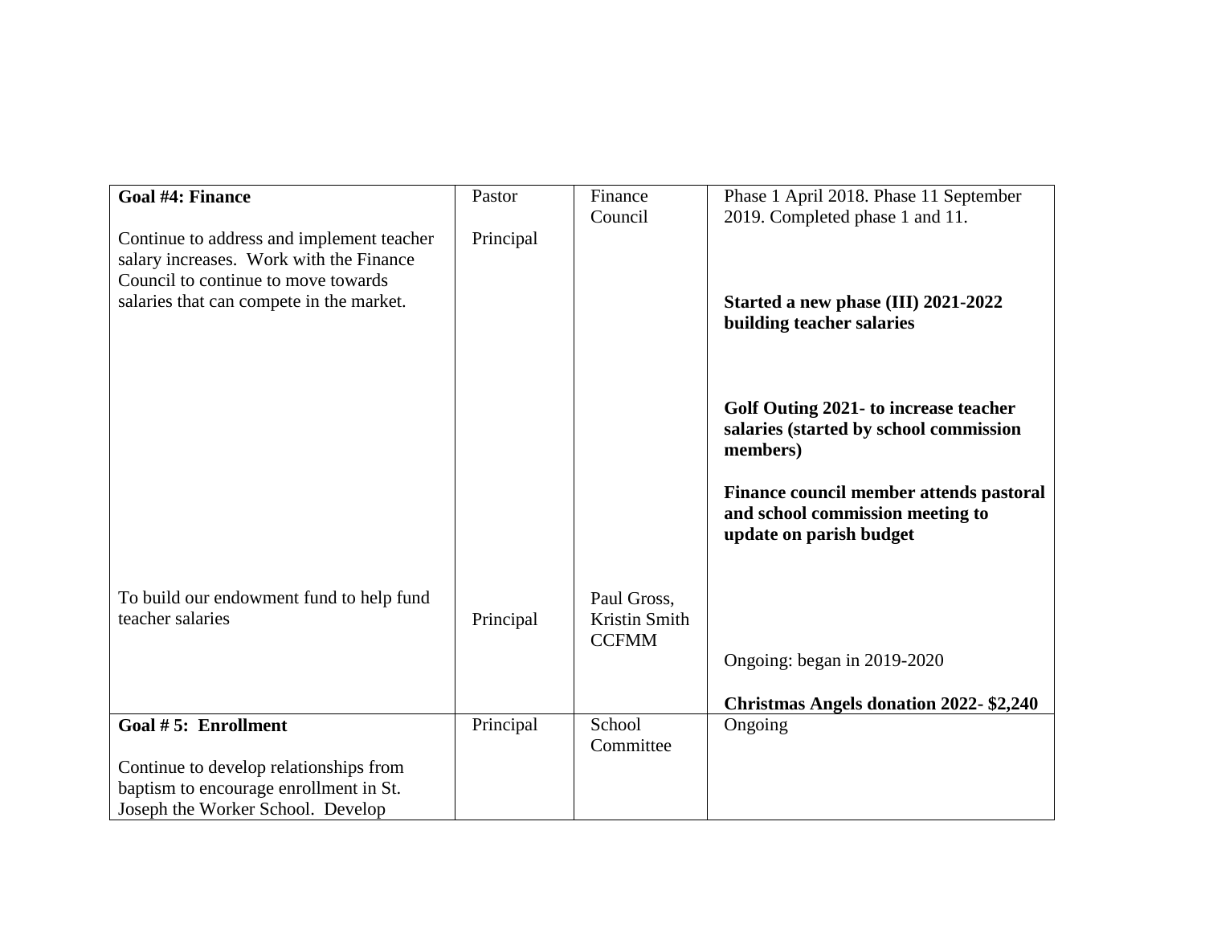| | | | |
|---|---|---|---|
| **Goal #4: Finance**<br><br>Continue to address and implement teacher salary increases. Work with the Finance Council to continue to move towards salaries that can compete in the market. | Pastor<br><br>Principal | Finance Council | Phase 1 April 2018. Phase 11 September 2019. Completed phase 1 and 11.<br><br>**Started a new phase (III) 2021-2022 building teacher salaries**<br><br>**Golf Outing 2021- to increase teacher salaries (started by school commission members)**<br><br>**Finance council member attends pastoral and school commission meeting to update on parish budget** |
| To build our endowment fund to help fund teacher salaries | Principal | Paul Gross, Kristin Smith CCFMM | Ongoing: began in 2019-2020<br><br>**Christmas Angels donation 2022- $2,240** |
| **Goal # 5: Enrollment**<br><br>Continue to develop relationships from baptism to encourage enrollment in St. Joseph the Worker School. Develop | Principal | School Committee | Ongoing |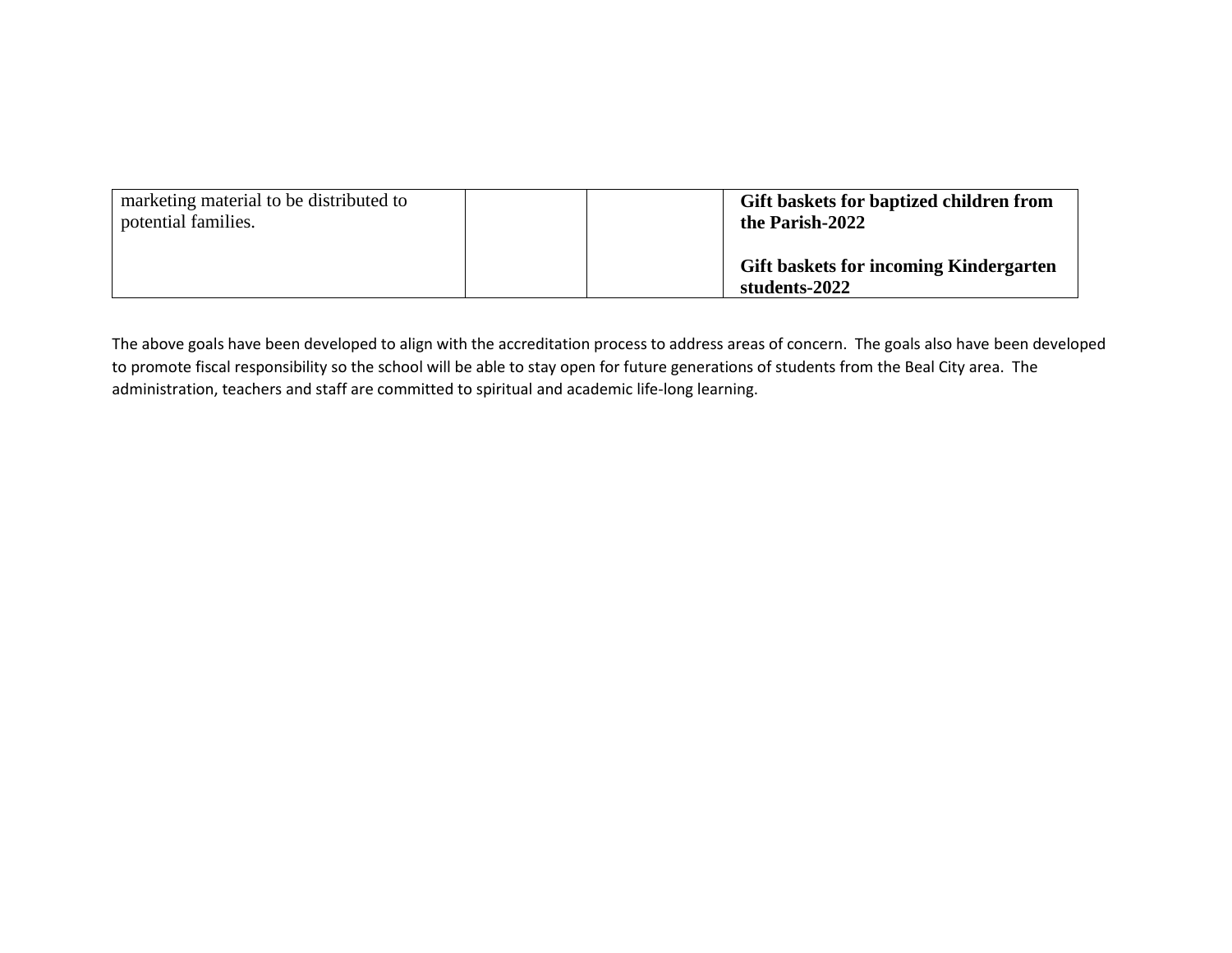| | | | |
|---|---|---|---|
| marketing material to be distributed to potential families. | | | **Gift baskets for baptized children from the Parish-2022**<br><br>**Gift baskets for incoming Kindergarten students-2022** |

The above goals have been developed to align with the accreditation process to address areas of concern. The goals also have been developed to promote fiscal responsibility so the school will be able to stay open for future generations of students from the Beal City area. The administration, teachers and staff are committed to spiritual and academic life-long learning.